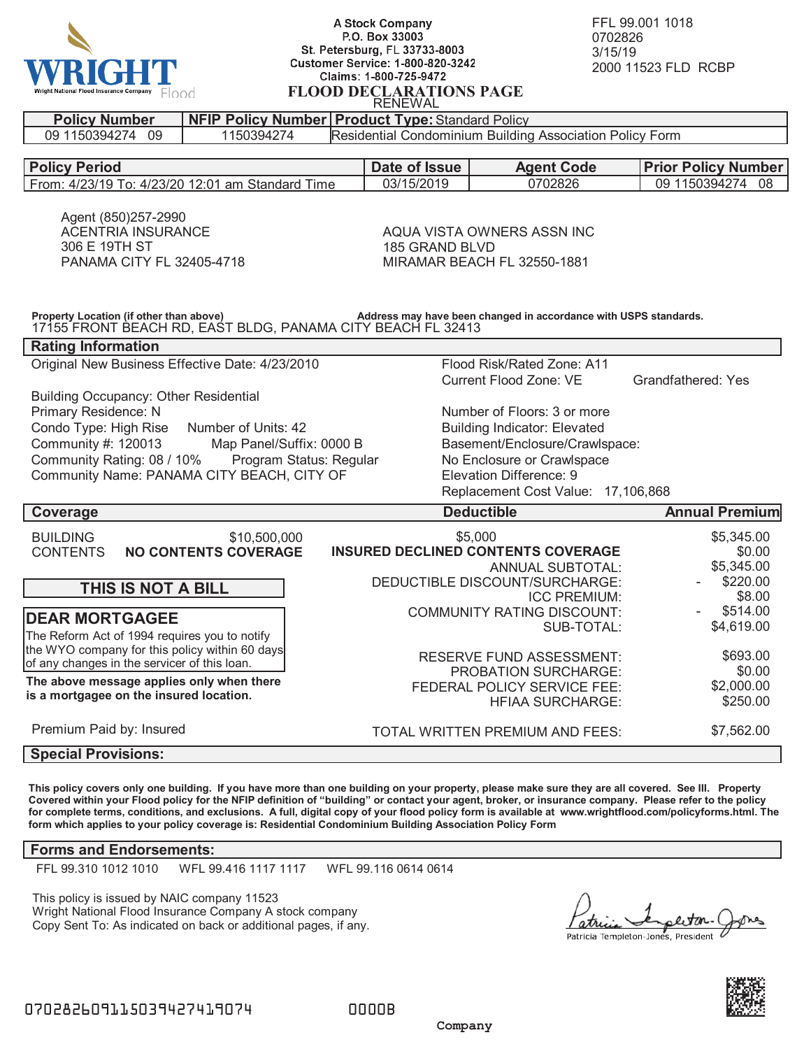WRIGHT
Wright National Flood Insurance Company Flood

A Stock Company
P.O. Box 33003
St. Petersburg, FL 33733-8003
Customer Service: 1-800-820-3242
Claims: 1-800-725-9472

FFL 99.001 1018
0702826
3/15/19
2000 11523 FLD RCBP

# FLOOD DECLARATIONS PAGE

RENEWAL

| Policy Number | NFIP Policy Number | Product Type: Standard Policy |
|---|---|---|
| 09 1150394274 09 | 1150394274 | Residential Condominium Building Association Policy Form |

| Policy Period | Date of Issue | Agent Code | Prior Policy Number |
|---|---|---|---|
| From: 4/23/19 To: 4/23/20 12:01 am Standard Time | 03/15/2019 | 0702826 | 09 1150394274 08 |

Agent (850)257-2990
ACENTRIA INSURANCE
306 E 19TH ST
PANAMA CITY FL 32405-4718

AQUA VISTA OWNERS ASSN INC
185 GRAND BLVD
MIRAMAR BEACH FL 32550-1881

**Property Location (if other than above)** **Address may have been changed in accordance with USPS standards.**
17155 FRONT BEACH RD, EAST BLDG, PANAMA CITY BEACH FL 32413

## Rating Information

Original New Business Effective Date: 4/23/2010

Building Occupancy: Other Residential
Primary Residence: N
Condo Type: High Rise Number of Units: 42
Community #: 120013 Map Panel/Suffix: 0000 B
Community Rating: 08 / 10% Program Status: Regular
Community Name: PANAMA CITY BEACH, CITY OF

Flood Risk/Rated Zone: A11
Current Flood Zone: VE Grandfathered: Yes

Number of Floors: 3 or more
Building Indicator: Elevated
Basement/Enclosure/Crawlspace:
No Enclosure or Crawlspace
Elevation Difference: 9
Replacement Cost Value: 17,106,868

| Coverage | | Deductible | Annual Premium |
|---|---|---|---|
| BUILDING | $10,500,000 | $5,000 | $5,345.00 |
| CONTENTS | **NO CONTENTS COVERAGE** | **INSURED DECLINED CONTENTS COVERAGE** | $0.00 |
| | | ANNUAL SUBTOTAL: | $5,345.00 |
| | | DEDUCTIBLE DISCOUNT/SURCHARGE: | - $220.00 |
| | | ICC PREMIUM: | $8.00 |
| | | COMMUNITY RATING DISCOUNT: | - $514.00 |
| | | SUB-TOTAL: | $4,619.00 |
| | | RESERVE FUND ASSESSMENT: | $693.00 |
| | | PROBATION SURCHARGE: | $0.00 |
| | | FEDERAL POLICY SERVICE FEE: | $2,000.00 |
| | | HFIAA SURCHARGE: | $250.00 |
| | | TOTAL WRITTEN PREMIUM AND FEES: | $7,562.00 |

**THIS IS NOT A BILL**

**DEAR MORTGAGEE**

The Reform Act of 1994 requires you to notify the WYO company for this policy within 60 days of any changes in the servicer of this loan.

**The above message applies only when there is a mortgagee on the insured location.**

Premium Paid by: Insured

## Special Provisions:

**This policy covers only one building. If you have more than one building on your property, please make sure they are all covered. See III. Property Covered within your Flood policy for the NFIP definition of "building" or contact your agent, broker, or insurance company. Please refer to the policy for complete terms, conditions, and exclusions. A full, digital copy of your flood policy form is available at www.wrightflood.com/policyforms.html. The form which applies to your policy coverage is: Residential Condominium Building Association Policy Form**

## Forms and Endorsements:

FFL 99.310 1012 1010 WFL 99.416 1117 1117 WFL 99.116 0614 0614

This policy is issued by NAIC company 11523
Wright National Flood Insurance Company A stock company
Copy Sent To: As indicated on back or additional pages, if any.

Patricia Templeton-Jones, President

07028260911503942741907 4 0000B

Company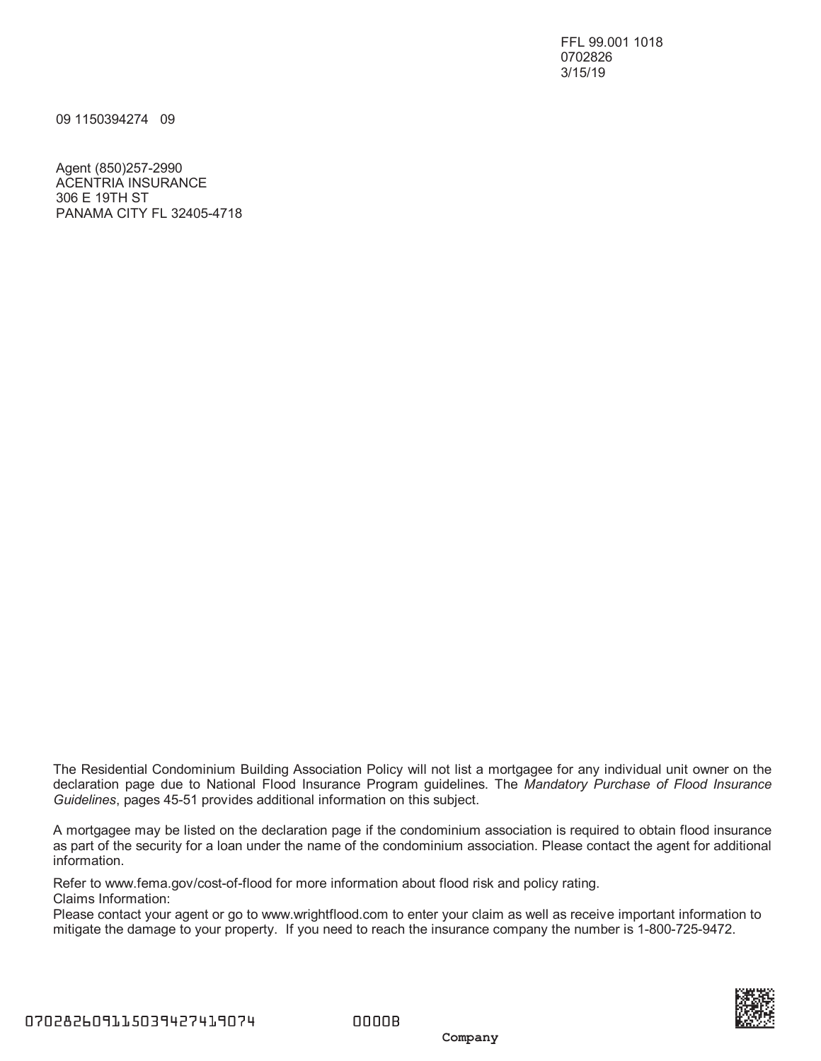FFL 99.001 1018
0702826
3/15/19

09 1150394274 09

Agent (850)257-2990
ACENTRIA INSURANCE
306 E 19TH ST
PANAMA CITY FL 32405-4718

The Residential Condominium Building Association Policy will not list a mortgagee for any individual unit owner on the declaration page due to National Flood Insurance Program guidelines. The *Mandatory Purchase of Flood Insurance Guidelines*, pages 45-51 provides additional information on this subject.

A mortgagee may be listed on the declaration page if the condominium association is required to obtain flood insurance as part of the security for a loan under the name of the condominium association. Please contact the agent for additional information.

Refer to www.fema.gov/cost-of-flood for more information about flood risk and policy rating.
Claims Information:
Please contact your agent or go to www.wrightflood.com to enter your claim as well as receive important information to mitigate the damage to your property. If you need to reach the insurance company the number is 1-800-725-9472.

07028260911503942741907 4 0000B

**Company**